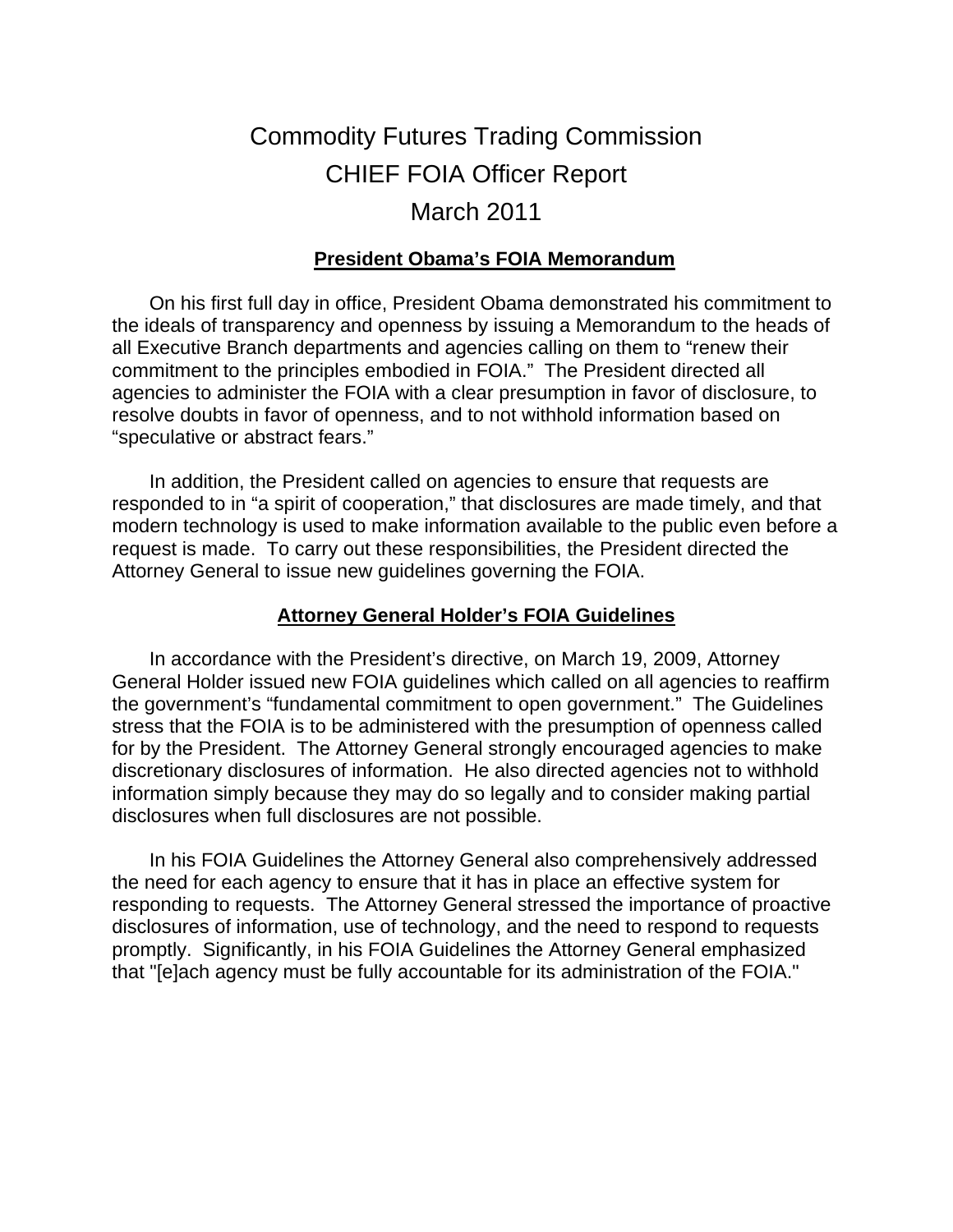# Commodity Futures Trading Commission
# CHIEF FOIA Officer Report
# March 2011

## **President Obama's FOIA Memorandum**

On his first full day in office, President Obama demonstrated his commitment to the ideals of transparency and openness by issuing a Memorandum to the heads of all Executive Branch departments and agencies calling on them to "renew their commitment to the principles embodied in FOIA." The President directed all agencies to administer the FOIA with a clear presumption in favor of disclosure, to resolve doubts in favor of openness, and to not withhold information based on "speculative or abstract fears."

In addition, the President called on agencies to ensure that requests are responded to in "a spirit of cooperation," that disclosures are made timely, and that modern technology is used to make information available to the public even before a request is made. To carry out these responsibilities, the President directed the Attorney General to issue new guidelines governing the FOIA.

## **Attorney General Holder's FOIA Guidelines**

In accordance with the President's directive, on March 19, 2009, Attorney General Holder issued new FOIA guidelines which called on all agencies to reaffirm the government's "fundamental commitment to open government." The Guidelines stress that the FOIA is to be administered with the presumption of openness called for by the President. The Attorney General strongly encouraged agencies to make discretionary disclosures of information. He also directed agencies not to withhold information simply because they may do so legally and to consider making partial disclosures when full disclosures are not possible.

In his FOIA Guidelines the Attorney General also comprehensively addressed the need for each agency to ensure that it has in place an effective system for responding to requests. The Attorney General stressed the importance of proactive disclosures of information, use of technology, and the need to respond to requests promptly. Significantly, in his FOIA Guidelines the Attorney General emphasized that "[e]ach agency must be fully accountable for its administration of the FOIA."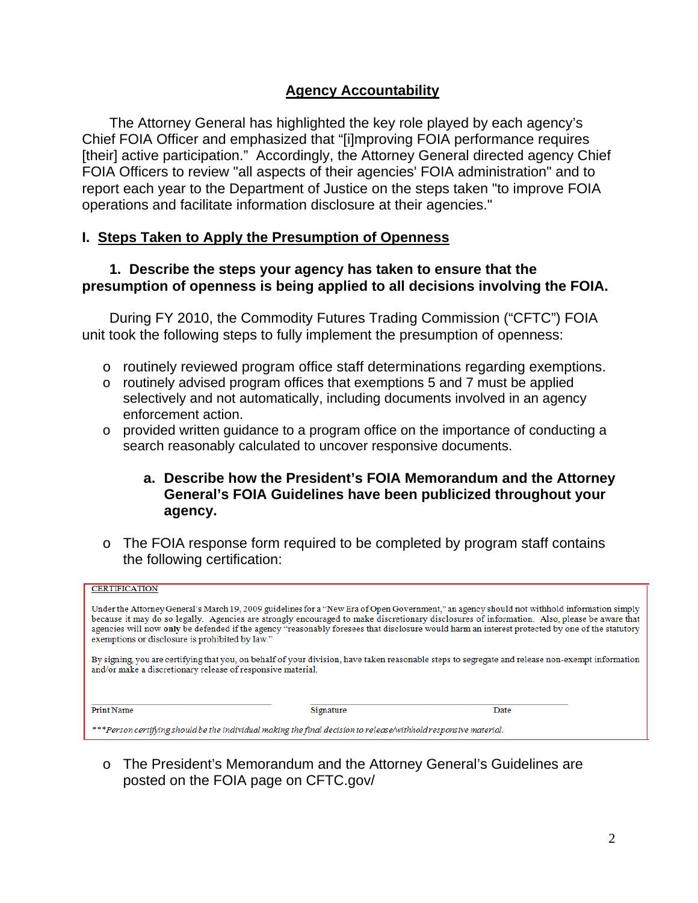## Agency Accountability

The Attorney General has highlighted the key role played by each agency's Chief FOIA Officer and emphasized that "[i]mproving FOIA performance requires [their] active participation." Accordingly, the Attorney General directed agency Chief FOIA Officers to review "all aspects of their agencies' FOIA administration" and to report each year to the Department of Justice on the steps taken "to improve FOIA operations and facilitate information disclosure at their agencies."

### I. Steps Taken to Apply the Presumption of Openness

**1. Describe the steps your agency has taken to ensure that the presumption of openness is being applied to all decisions involving the FOIA.**

During FY 2010, the Commodity Futures Trading Commission ("CFTC") FOIA unit took the following steps to fully implement the presumption of openness:

- routinely reviewed program office staff determinations regarding exemptions.
- routinely advised program offices that exemptions 5 and 7 must be applied selectively and not automatically, including documents involved in an agency enforcement action.
- provided written guidance to a program office on the importance of conducting a search reasonably calculated to uncover responsive documents.

**a. Describe how the President's FOIA Memorandum and the Attorney General's FOIA Guidelines have been publicized throughout your agency.**

- The FOIA response form required to be completed by program staff contains the following certification:

> CERTIFICATION
>
> Under the Attorney General's March 19, 2009 guidelines for a "New Era of Open Government," an agency should not withhold information simply because it may do so legally. Agencies are strongly encouraged to make discretionary disclosures of information. Also, please be aware that agencies will now **only** be defended if the agency "reasonably foresees that disclosure would harm an interest protected by one of the statutory exemptions or disclosure is prohibited by law."
>
> By signing, you are certifying that you, on behalf of your division, have taken reasonable steps to segregate and release non-exempt information and/or make a discretionary release of responsive material.
>
> Print Name ____________ Signature ____________ Date ____________
>
> *\*\*\*Person certifying should be the individual making the final decision to release/withhold responsive material.*

- The President's Memorandum and the Attorney General's Guidelines are posted on the FOIA page on CFTC.gov/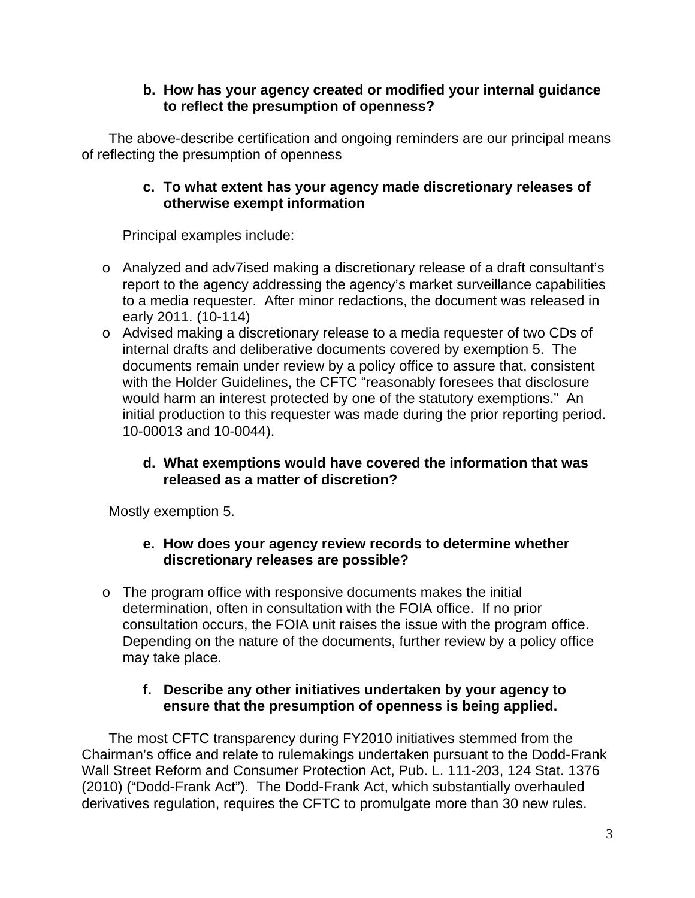**b. How has your agency created or modified your internal guidance to reflect the presumption of openness?**

The above-describe certification and ongoing reminders are our principal means of reflecting the presumption of openness

**c. To what extent has your agency made discretionary releases of otherwise exempt information**

Principal examples include:

- Analyzed and adv7ised making a discretionary release of a draft consultant's report to the agency addressing the agency's market surveillance capabilities to a media requester. After minor redactions, the document was released in early 2011. (10-114)
- Advised making a discretionary release to a media requester of two CDs of internal drafts and deliberative documents covered by exemption 5. The documents remain under review by a policy office to assure that, consistent with the Holder Guidelines, the CFTC "reasonably foresees that disclosure would harm an interest protected by one of the statutory exemptions." An initial production to this requester was made during the prior reporting period. 10-00013 and 10-0044).

**d. What exemptions would have covered the information that was released as a matter of discretion?**

Mostly exemption 5.

**e. How does your agency review records to determine whether discretionary releases are possible?**

- The program office with responsive documents makes the initial determination, often in consultation with the FOIA office. If no prior consultation occurs, the FOIA unit raises the issue with the program office. Depending on the nature of the documents, further review by a policy office may take place.

**f. Describe any other initiatives undertaken by your agency to ensure that the presumption of openness is being applied.**

The most CFTC transparency during FY2010 initiatives stemmed from the Chairman's office and relate to rulemakings undertaken pursuant to the Dodd-Frank Wall Street Reform and Consumer Protection Act, Pub. L. 111-203, 124 Stat. 1376 (2010) ("Dodd-Frank Act"). The Dodd-Frank Act, which substantially overhauled derivatives regulation, requires the CFTC to promulgate more than 30 new rules.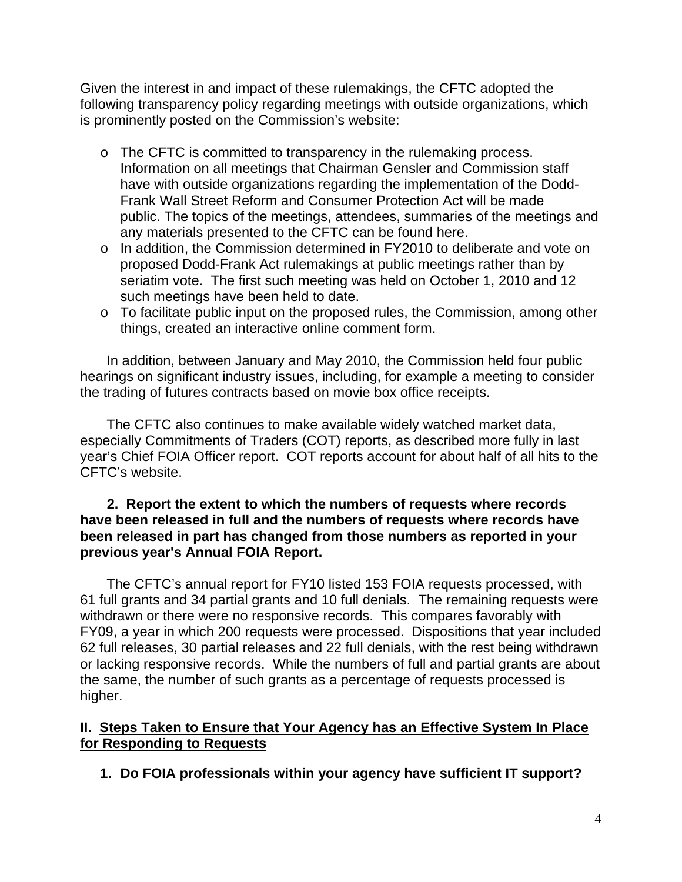Given the interest in and impact of these rulemakings, the CFTC adopted the following transparency policy regarding meetings with outside organizations, which is prominently posted on the Commission's website:

- The CFTC is committed to transparency in the rulemaking process. Information on all meetings that Chairman Gensler and Commission staff have with outside organizations regarding the implementation of the Dodd-Frank Wall Street Reform and Consumer Protection Act will be made public. The topics of the meetings, attendees, summaries of the meetings and any materials presented to the CFTC can be found here.
- In addition, the Commission determined in FY2010 to deliberate and vote on proposed Dodd-Frank Act rulemakings at public meetings rather than by seriatim vote. The first such meeting was held on October 1, 2010 and 12 such meetings have been held to date.
- To facilitate public input on the proposed rules, the Commission, among other things, created an interactive online comment form.

In addition, between January and May 2010, the Commission held four public hearings on significant industry issues, including, for example a meeting to consider the trading of futures contracts based on movie box office receipts.

The CFTC also continues to make available widely watched market data, especially Commitments of Traders (COT) reports, as described more fully in last year's Chief FOIA Officer report. COT reports account for about half of all hits to the CFTC's website.

**2. Report the extent to which the numbers of requests where records have been released in full and the numbers of requests where records have been released in part has changed from those numbers as reported in your previous year's Annual FOIA Report.**

The CFTC's annual report for FY10 listed 153 FOIA requests processed, with 61 full grants and 34 partial grants and 10 full denials. The remaining requests were withdrawn or there were no responsive records. This compares favorably with FY09, a year in which 200 requests were processed. Dispositions that year included 62 full releases, 30 partial releases and 22 full denials, with the rest being withdrawn or lacking responsive records. While the numbers of full and partial grants are about the same, the number of such grants as a percentage of requests processed is higher.

## II. Steps Taken to Ensure that Your Agency has an Effective System In Place for Responding to Requests

**1. Do FOIA professionals within your agency have sufficient IT support?**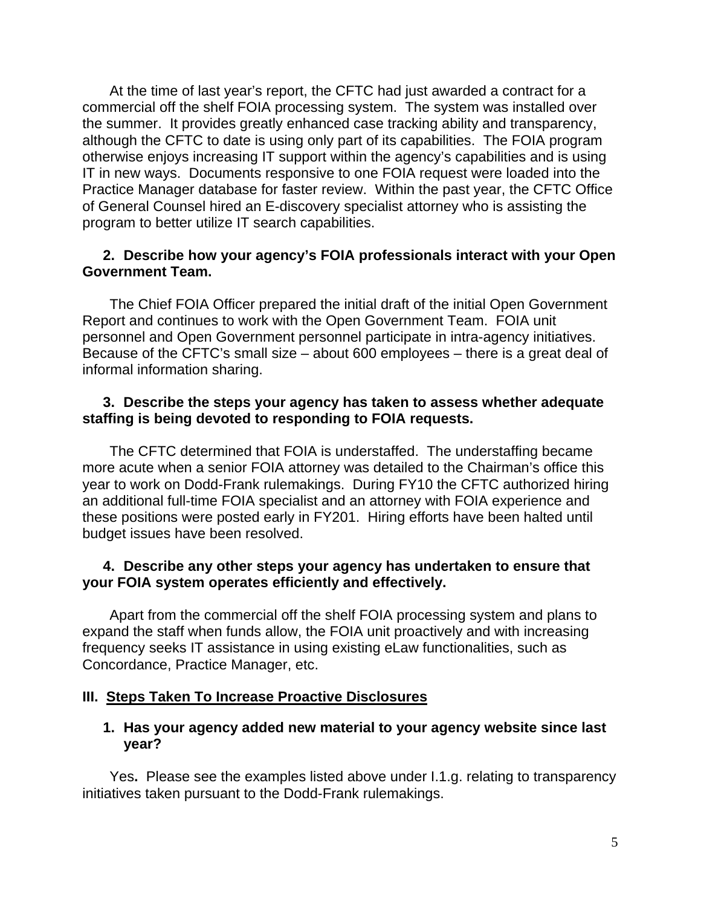At the time of last year's report, the CFTC had just awarded a contract for a commercial off the shelf FOIA processing system. The system was installed over the summer. It provides greatly enhanced case tracking ability and transparency, although the CFTC to date is using only part of its capabilities. The FOIA program otherwise enjoys increasing IT support within the agency's capabilities and is using IT in new ways. Documents responsive to one FOIA request were loaded into the Practice Manager database for faster review. Within the past year, the CFTC Office of General Counsel hired an E-discovery specialist attorney who is assisting the program to better utilize IT search capabilities.

**2. Describe how your agency's FOIA professionals interact with your Open Government Team.**

The Chief FOIA Officer prepared the initial draft of the initial Open Government Report and continues to work with the Open Government Team. FOIA unit personnel and Open Government personnel participate in intra-agency initiatives. Because of the CFTC's small size – about 600 employees – there is a great deal of informal information sharing.

**3. Describe the steps your agency has taken to assess whether adequate staffing is being devoted to responding to FOIA requests.**

The CFTC determined that FOIA is understaffed. The understaffing became more acute when a senior FOIA attorney was detailed to the Chairman's office this year to work on Dodd-Frank rulemakings. During FY10 the CFTC authorized hiring an additional full-time FOIA specialist and an attorney with FOIA experience and these positions were posted early in FY201. Hiring efforts have been halted until budget issues have been resolved.

**4. Describe any other steps your agency has undertaken to ensure that your FOIA system operates efficiently and effectively.**

Apart from the commercial off the shelf FOIA processing system and plans to expand the staff when funds allow, the FOIA unit proactively and with increasing frequency seeks IT assistance in using existing eLaw functionalities, such as Concordance, Practice Manager, etc.

## III. <u>Steps Taken To Increase Proactive Disclosures</u>

**1. Has your agency added new material to your agency website since last year?**

Yes**.** Please see the examples listed above under I.1.g. relating to transparency initiatives taken pursuant to the Dodd-Frank rulemakings.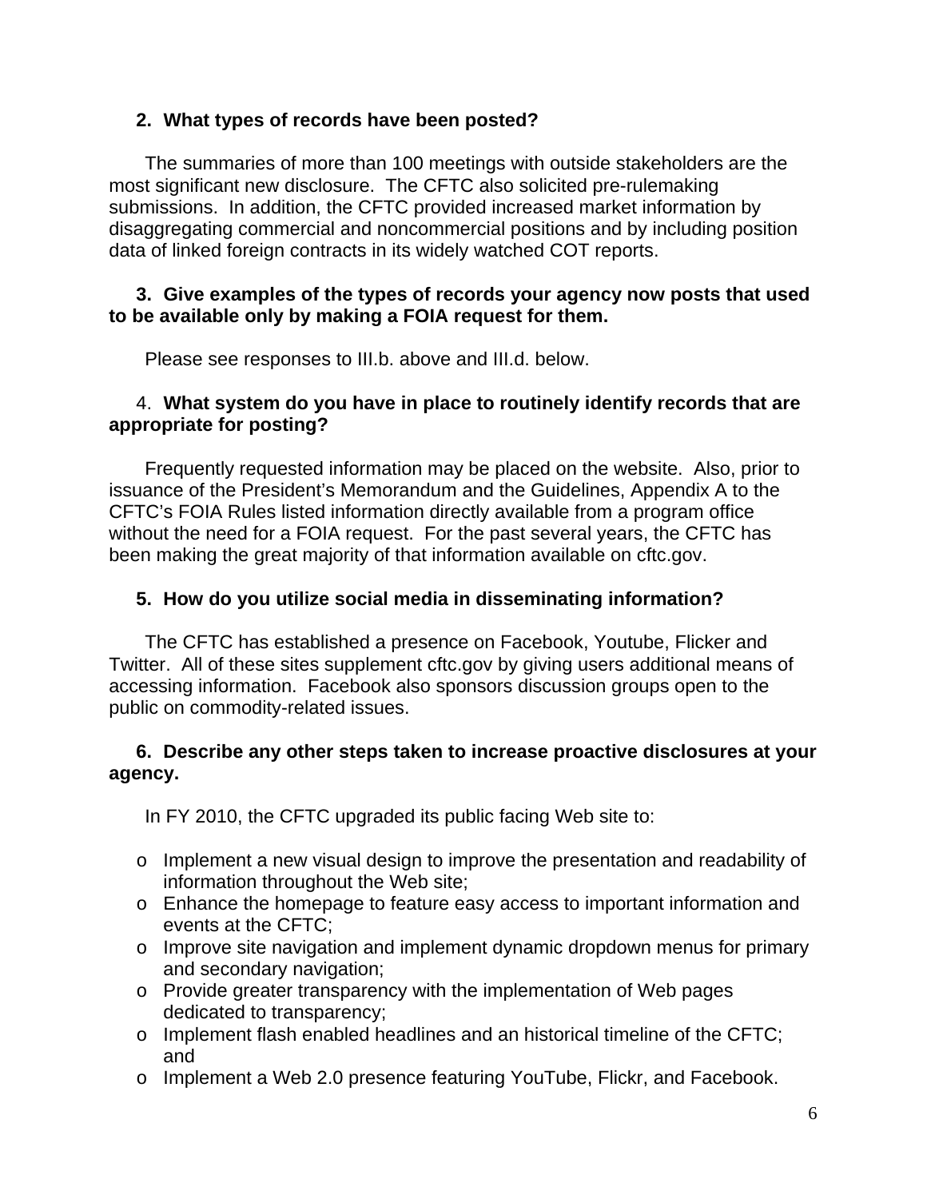**2. What types of records have been posted?**

The summaries of more than 100 meetings with outside stakeholders are the most significant new disclosure. The CFTC also solicited pre-rulemaking submissions. In addition, the CFTC provided increased market information by disaggregating commercial and noncommercial positions and by including position data of linked foreign contracts in its widely watched COT reports.

**3. Give examples of the types of records your agency now posts that used to be available only by making a FOIA request for them.**

Please see responses to III.b. above and III.d. below.

4. **What system do you have in place to routinely identify records that are appropriate for posting?**

Frequently requested information may be placed on the website. Also, prior to issuance of the President's Memorandum and the Guidelines, Appendix A to the CFTC's FOIA Rules listed information directly available from a program office without the need for a FOIA request. For the past several years, the CFTC has been making the great majority of that information available on cftc.gov.

**5. How do you utilize social media in disseminating information?**

The CFTC has established a presence on Facebook, Youtube, Flicker and Twitter. All of these sites supplement cftc.gov by giving users additional means of accessing information. Facebook also sponsors discussion groups open to the public on commodity-related issues.

**6. Describe any other steps taken to increase proactive disclosures at your agency.**

In FY 2010, the CFTC upgraded its public facing Web site to:

- Implement a new visual design to improve the presentation and readability of information throughout the Web site;
- Enhance the homepage to feature easy access to important information and events at the CFTC;
- Improve site navigation and implement dynamic dropdown menus for primary and secondary navigation;
- Provide greater transparency with the implementation of Web pages dedicated to transparency;
- Implement flash enabled headlines and an historical timeline of the CFTC; and
- Implement a Web 2.0 presence featuring YouTube, Flickr, and Facebook.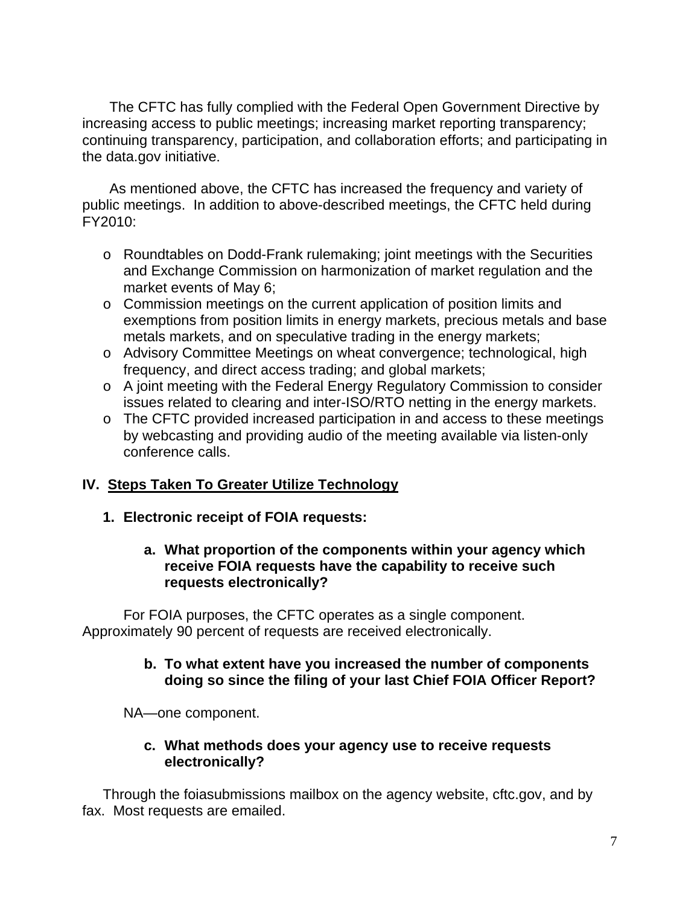The CFTC has fully complied with the Federal Open Government Directive by increasing access to public meetings; increasing market reporting transparency; continuing transparency, participation, and collaboration efforts; and participating in the data.gov initiative.

As mentioned above, the CFTC has increased the frequency and variety of public meetings. In addition to above-described meetings, the CFTC held during FY2010:

- Roundtables on Dodd-Frank rulemaking; joint meetings with the Securities and Exchange Commission on harmonization of market regulation and the market events of May 6;
- Commission meetings on the current application of position limits and exemptions from position limits in energy markets, precious metals and base metals markets, and on speculative trading in the energy markets;
- Advisory Committee Meetings on wheat convergence; technological, high frequency, and direct access trading; and global markets;
- A joint meeting with the Federal Energy Regulatory Commission to consider issues related to clearing and inter-ISO/RTO netting in the energy markets.
- The CFTC provided increased participation in and access to these meetings by webcasting and providing audio of the meeting available via listen-only conference calls.

## IV. Steps Taken To Greater Utilize Technology

### 1. Electronic receipt of FOIA requests:

**a. What proportion of the components within your agency which receive FOIA requests have the capability to receive such requests electronically?**

For FOIA purposes, the CFTC operates as a single component. Approximately 90 percent of requests are received electronically.

**b. To what extent have you increased the number of components doing so since the filing of your last Chief FOIA Officer Report?**

NA—one component.

**c. What methods does your agency use to receive requests electronically?**

Through the foiasubmissions mailbox on the agency website, cftc.gov, and by fax. Most requests are emailed.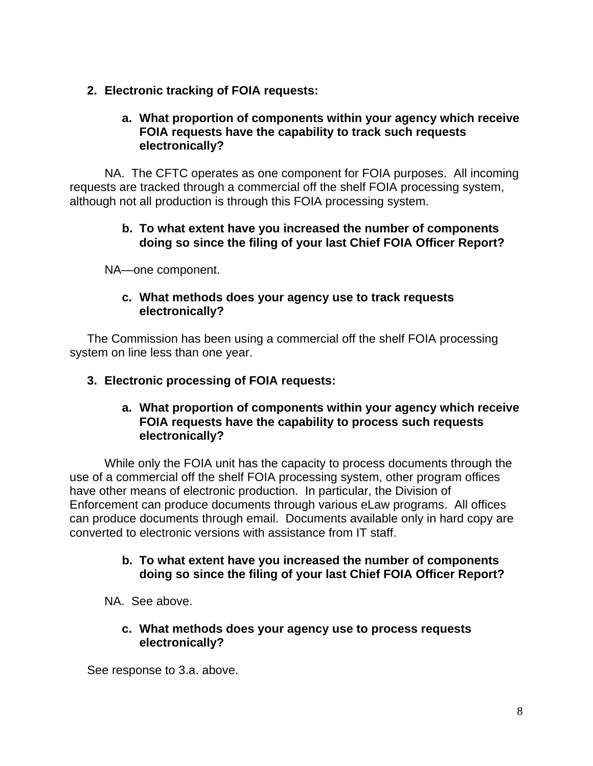2. **Electronic tracking of FOIA requests:**

   a. **What proportion of components within your agency which receive FOIA requests have the capability to track such requests electronically?**

NA. The CFTC operates as one component for FOIA purposes. All incoming requests are tracked through a commercial off the shelf FOIA processing system, although not all production is through this FOIA processing system.

   b. **To what extent have you increased the number of components doing so since the filing of your last Chief FOIA Officer Report?**

NA—one component.

   c. **What methods does your agency use to track requests electronically?**

The Commission has been using a commercial off the shelf FOIA processing system on line less than one year.

3. **Electronic processing of FOIA requests:**

   a. **What proportion of components within your agency which receive FOIA requests have the capability to process such requests electronically?**

While only the FOIA unit has the capacity to process documents through the use of a commercial off the shelf FOIA processing system, other program offices have other means of electronic production. In particular, the Division of Enforcement can produce documents through various eLaw programs. All offices can produce documents through email. Documents available only in hard copy are converted to electronic versions with assistance from IT staff.

   b. **To what extent have you increased the number of components doing so since the filing of your last Chief FOIA Officer Report?**

NA. See above.

   c. **What methods does your agency use to process requests electronically?**

See response to 3.a. above.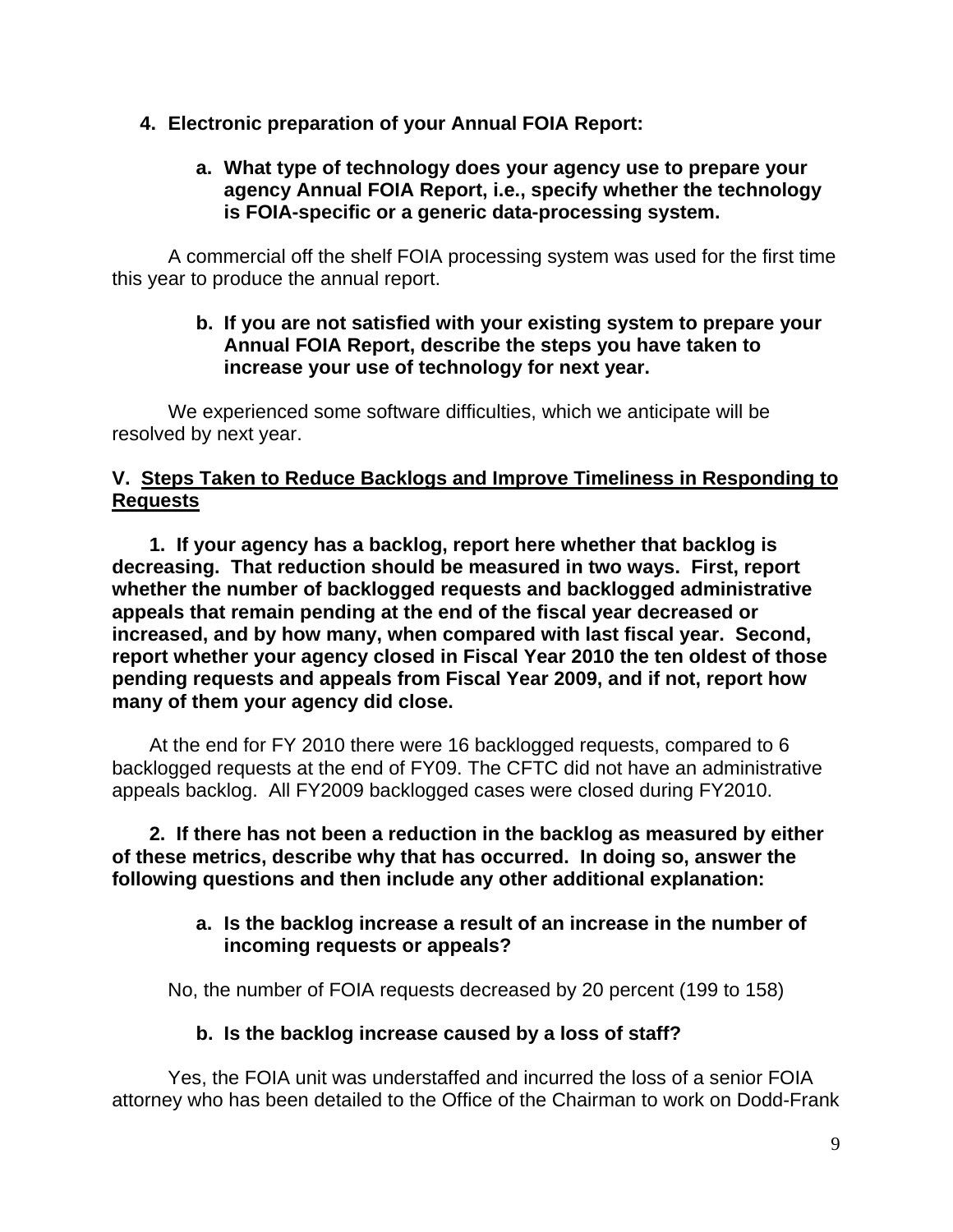**4. Electronic preparation of your Annual FOIA Report:**

**a. What type of technology does your agency use to prepare your agency Annual FOIA Report, i.e., specify whether the technology is FOIA-specific or a generic data-processing system.**

A commercial off the shelf FOIA processing system was used for the first time this year to produce the annual report.

**b. If you are not satisfied with your existing system to prepare your Annual FOIA Report, describe the steps you have taken to increase your use of technology for next year.**

We experienced some software difficulties, which we anticipate will be resolved by next year.

## V. Steps Taken to Reduce Backlogs and Improve Timeliness in Responding to Requests

**1. If your agency has a backlog, report here whether that backlog is decreasing. That reduction should be measured in two ways. First, report whether the number of backlogged requests and backlogged administrative appeals that remain pending at the end of the fiscal year decreased or increased, and by how many, when compared with last fiscal year. Second, report whether your agency closed in Fiscal Year 2010 the ten oldest of those pending requests and appeals from Fiscal Year 2009, and if not, report how many of them your agency did close.**

At the end for FY 2010 there were 16 backlogged requests, compared to 6 backlogged requests at the end of FY09. The CFTC did not have an administrative appeals backlog. All FY2009 backlogged cases were closed during FY2010.

**2. If there has not been a reduction in the backlog as measured by either of these metrics, describe why that has occurred. In doing so, answer the following questions and then include any other additional explanation:**

**a. Is the backlog increase a result of an increase in the number of incoming requests or appeals?**

No, the number of FOIA requests decreased by 20 percent (199 to 158)

**b. Is the backlog increase caused by a loss of staff?**

Yes, the FOIA unit was understaffed and incurred the loss of a senior FOIA attorney who has been detailed to the Office of the Chairman to work on Dodd-Frank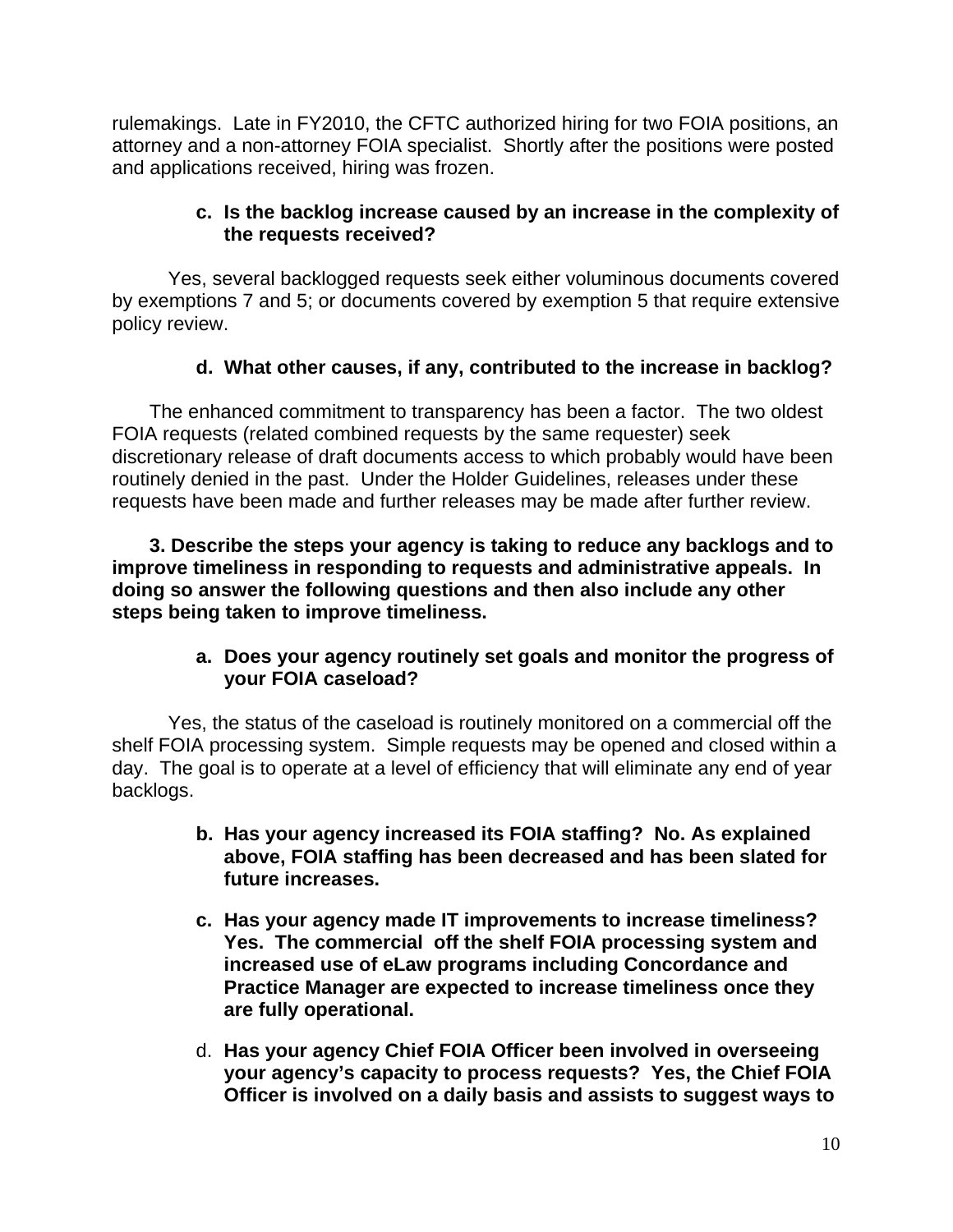rulemakings. Late in FY2010, the CFTC authorized hiring for two FOIA positions, an attorney and a non-attorney FOIA specialist. Shortly after the positions were posted and applications received, hiring was frozen.

**c. Is the backlog increase caused by an increase in the complexity of the requests received?**

Yes, several backlogged requests seek either voluminous documents covered by exemptions 7 and 5; or documents covered by exemption 5 that require extensive policy review.

**d. What other causes, if any, contributed to the increase in backlog?**

The enhanced commitment to transparency has been a factor. The two oldest FOIA requests (related combined requests by the same requester) seek discretionary release of draft documents access to which probably would have been routinely denied in the past. Under the Holder Guidelines, releases under these requests have been made and further releases may be made after further review.

**3. Describe the steps your agency is taking to reduce any backlogs and to improve timeliness in responding to requests and administrative appeals. In doing so answer the following questions and then also include any other steps being taken to improve timeliness.**

**a. Does your agency routinely set goals and monitor the progress of your FOIA caseload?**

Yes, the status of the caseload is routinely monitored on a commercial off the shelf FOIA processing system. Simple requests may be opened and closed within a day. The goal is to operate at a level of efficiency that will eliminate any end of year backlogs.

**b. Has your agency increased its FOIA staffing? No. As explained above, FOIA staffing has been decreased and has been slated for future increases.**

**c. Has your agency made IT improvements to increase timeliness? Yes. The commercial off the shelf FOIA processing system and increased use of eLaw programs including Concordance and Practice Manager are expected to increase timeliness once they are fully operational.**

d. **Has your agency Chief FOIA Officer been involved in overseeing your agency's capacity to process requests? Yes, the Chief FOIA Officer is involved on a daily basis and assists to suggest ways to**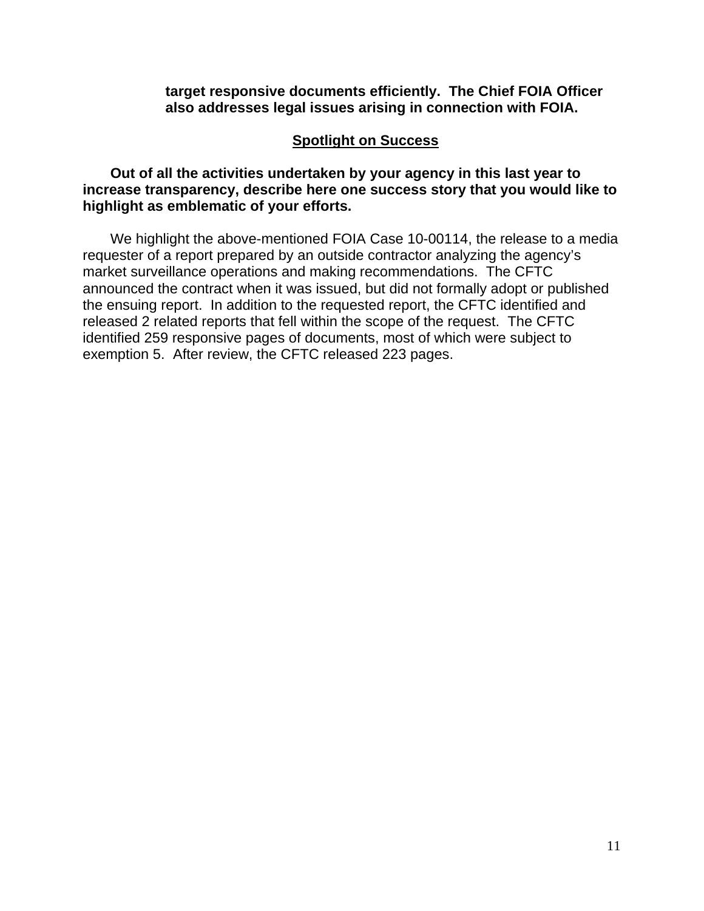**target responsive documents efficiently. The Chief FOIA Officer also addresses legal issues arising in connection with FOIA.**

## Spotlight on Success

**Out of all the activities undertaken by your agency in this last year to increase transparency, describe here one success story that you would like to highlight as emblematic of your efforts.**

We highlight the above-mentioned FOIA Case 10-00114, the release to a media requester of a report prepared by an outside contractor analyzing the agency's market surveillance operations and making recommendations. The CFTC announced the contract when it was issued, but did not formally adopt or published the ensuing report. In addition to the requested report, the CFTC identified and released 2 related reports that fell within the scope of the request. The CFTC identified 259 responsive pages of documents, most of which were subject to exemption 5. After review, the CFTC released 223 pages.